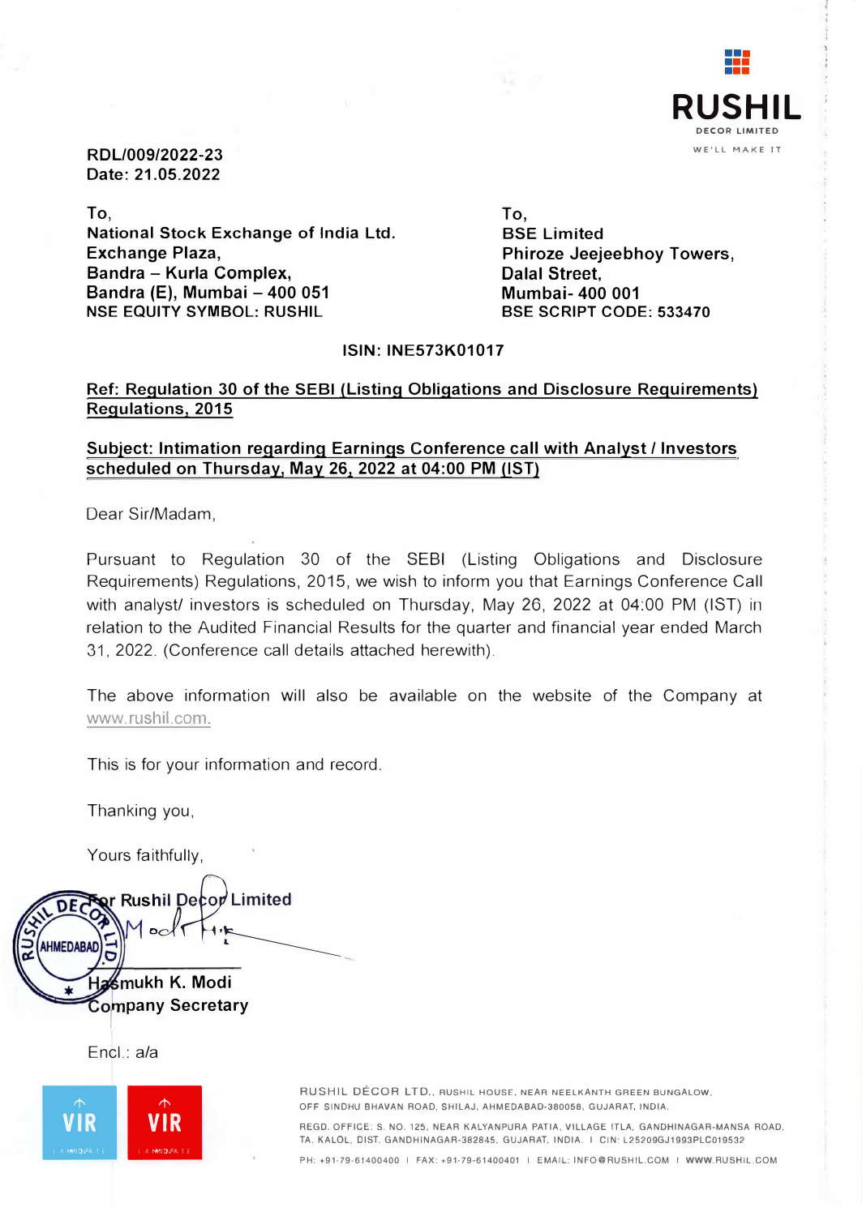RUSHIL
DECOR LIMITED
WE'LL MAKE IT

RDL/009/2022-23
Date: 21.05.2022

To,
**National Stock Exchange of India Ltd.**
**Exchange Plaza,**
**Bandra – Kurla Complex,**
**Bandra (E), Mumbai – 400 051**
NSE EQUITY SYMBOL: RUSHIL

To,
**BSE Limited**
**Phiroze Jeejeebhoy Towers,**
**Dalal Street,**
**Mumbai- 400 001**
BSE SCRIPT CODE: 533470

**ISIN: INE573K01017**

**Ref: Regulation 30 of the SEBI (Listing Obligations and Disclosure Requirements) Regulations, 2015**

**Subject: Intimation regarding Earnings Conference call with Analyst / Investors scheduled on Thursday, May 26, 2022 at 04:00 PM (IST)**

Dear Sir/Madam,

Pursuant to Regulation 30 of the SEBI (Listing Obligations and Disclosure Requirements) Regulations, 2015, we wish to inform you that Earnings Conference Call with analyst/ investors is scheduled on Thursday, May 26, 2022 at 04:00 PM (IST) in relation to the Audited Financial Results for the quarter and financial year ended March 31, 2022. (Conference call details attached herewith).

The above information will also be available on the website of the Company at www.rushil.com.

This is for your information and record.

Thanking you,

Yours faithfully,

**For Rushil Decor Limited**

**Hasmukh K. Modi**
**Company Secretary**

Encl.: a/a

RUSHIL DÉCOR LTD., RUSHIL HOUSE, NEAR NEELKANTH GREEN BUNGALOW, OFF SINDHU BHAVAN ROAD, SHILAJ, AHMEDABAD-380058, GUJARAT, INDIA.
REGD. OFFICE: S. NO. 125, NEAR KALYANPURA PATIA, VILLAGE ITLA, GANDHINAGAR-MANSA ROAD, TA. KALOL, DIST. GANDHINAGAR-382845, GUJARAT, INDIA. | CIN: L25209GJ1993PLC019532
PH: +91-79-61400400 | FAX: +91-79-61400401 | EMAIL: INFO@RUSHIL.COM | WWW.RUSHIL.COM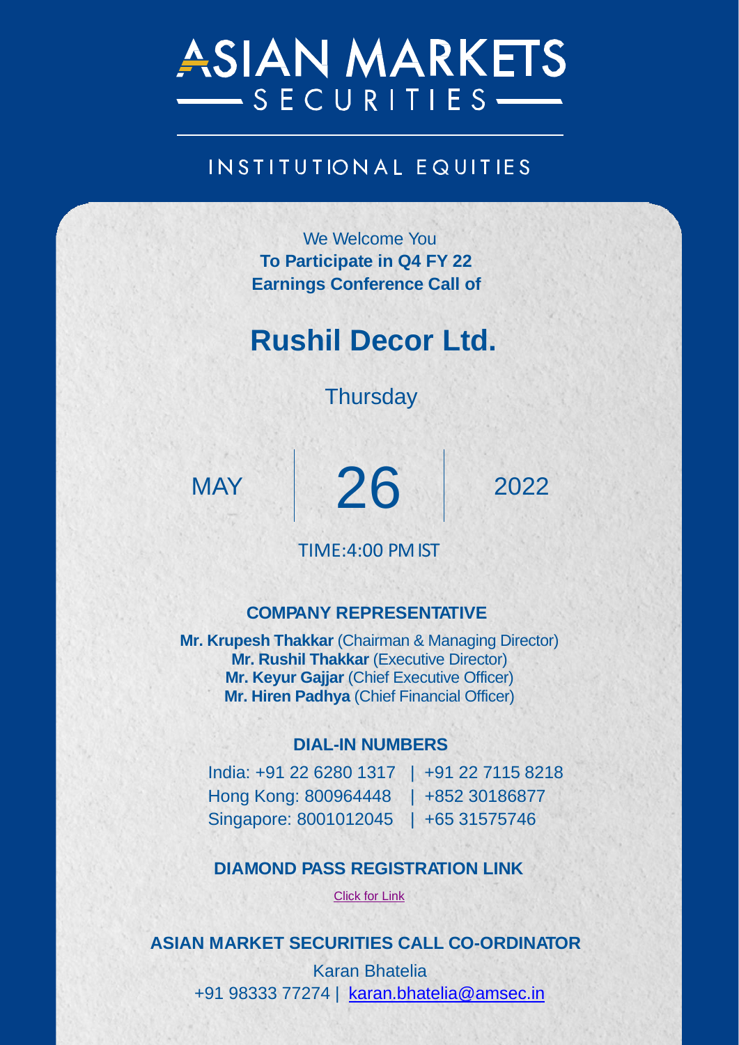# ASIAN MARKETS SECURITIES

## INSTITUTIONAL EQUITIES

We Welcome You
**To Participate in Q4 FY 22**
**Earnings Conference Call of**

# Rushil Decor Ltd.

Thursday

MAY | 26 | 2022

TIME:4:00 PM IST

### COMPANY REPRESENTATIVE

**Mr. Krupesh Thakkar** (Chairman & Managing Director)
**Mr. Rushil Thakkar** (Executive Director)
**Mr. Keyur Gajjar** (Chief Executive Officer)
**Mr. Hiren Padhya** (Chief Financial Officer)

### DIAL-IN NUMBERS

India: +91 22 6280 1317 | +91 22 7115 8218
Hong Kong: 800964448 | +852 30186877
Singapore: 8001012045 | +65 31575746

### DIAMOND PASS REGISTRATION LINK

Click for Link

### ASIAN MARKET SECURITIES CALL CO-ORDINATOR

Karan Bhatelia
+91 98333 77274 | karan.bhatelia@amsec.in